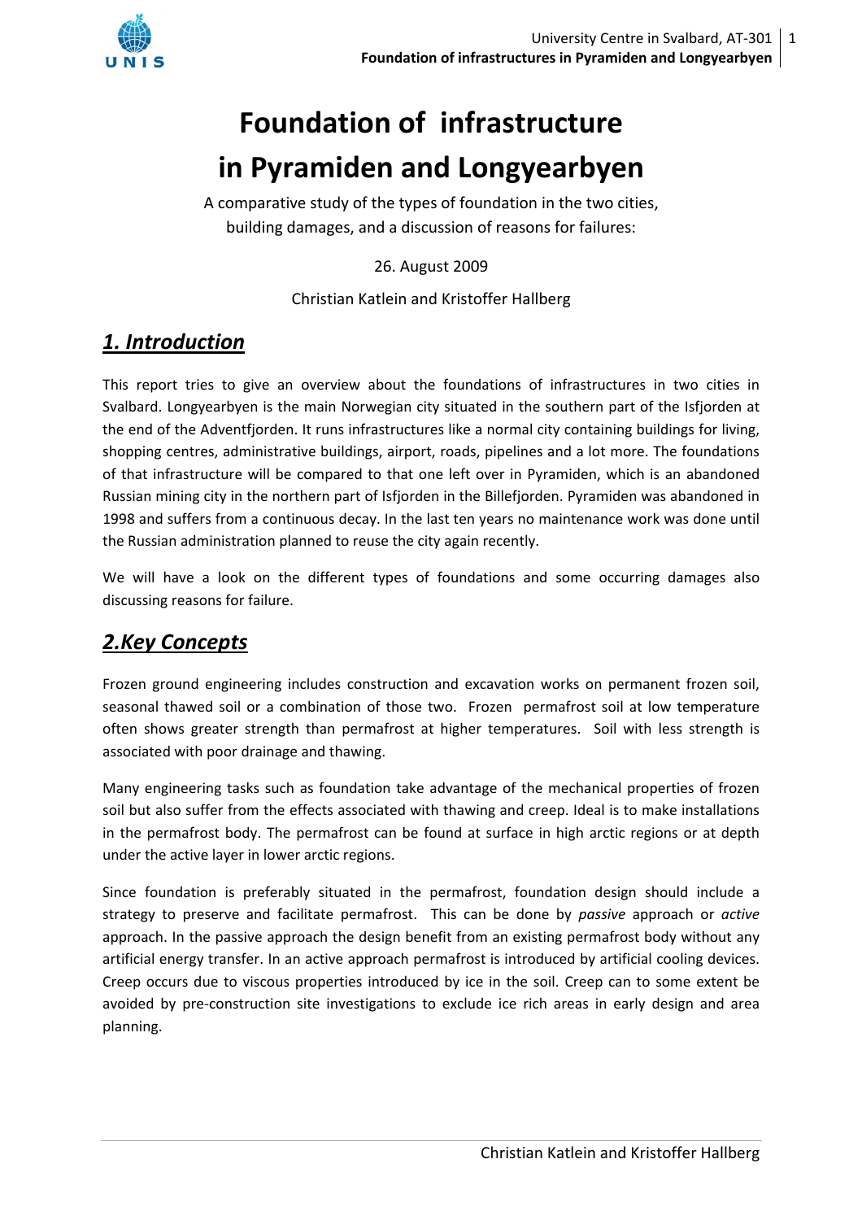# Foundation of infrastructure in Pyramiden and Longyearbyen

A comparative study of the types of foundation in the two cities, building damages, and a discussion of reasons for failures:

26. August 2009

Christian Katlein and Kristoffer Hallberg

## ***1. Introduction***

This report tries to give an overview about the foundations of infrastructures in two cities in Svalbard. Longyearbyen is the main Norwegian city situated in the southern part of the Isfjorden at the end of the Adventfjorden. It runs infrastructures like a normal city containing buildings for living, shopping centres, administrative buildings, airport, roads, pipelines and a lot more. The foundations of that infrastructure will be compared to that one left over in Pyramiden, which is an abandoned Russian mining city in the northern part of Isfjorden in the Billefjorden. Pyramiden was abandoned in 1998 and suffers from a continuous decay. In the last ten years no maintenance work was done until the Russian administration planned to reuse the city again recently.

We will have a look on the different types of foundations and some occurring damages also discussing reasons for failure.

## ***2.Key Concepts***

Frozen ground engineering includes construction and excavation works on permanent frozen soil, seasonal thawed soil or a combination of those two. Frozen permafrost soil at low temperature often shows greater strength than permafrost at higher temperatures. Soil with less strength is associated with poor drainage and thawing.

Many engineering tasks such as foundation take advantage of the mechanical properties of frozen soil but also suffer from the effects associated with thawing and creep. Ideal is to make installations in the permafrost body. The permafrost can be found at surface in high arctic regions or at depth under the active layer in lower arctic regions.

Since foundation is preferably situated in the permafrost, foundation design should include a strategy to preserve and facilitate permafrost. This can be done by *passive* approach or *active* approach. In the passive approach the design benefit from an existing permafrost body without any artificial energy transfer. In an active approach permafrost is introduced by artificial cooling devices. Creep occurs due to viscous properties introduced by ice in the soil. Creep can to some extent be avoided by pre-construction site investigations to exclude ice rich areas in early design and area planning.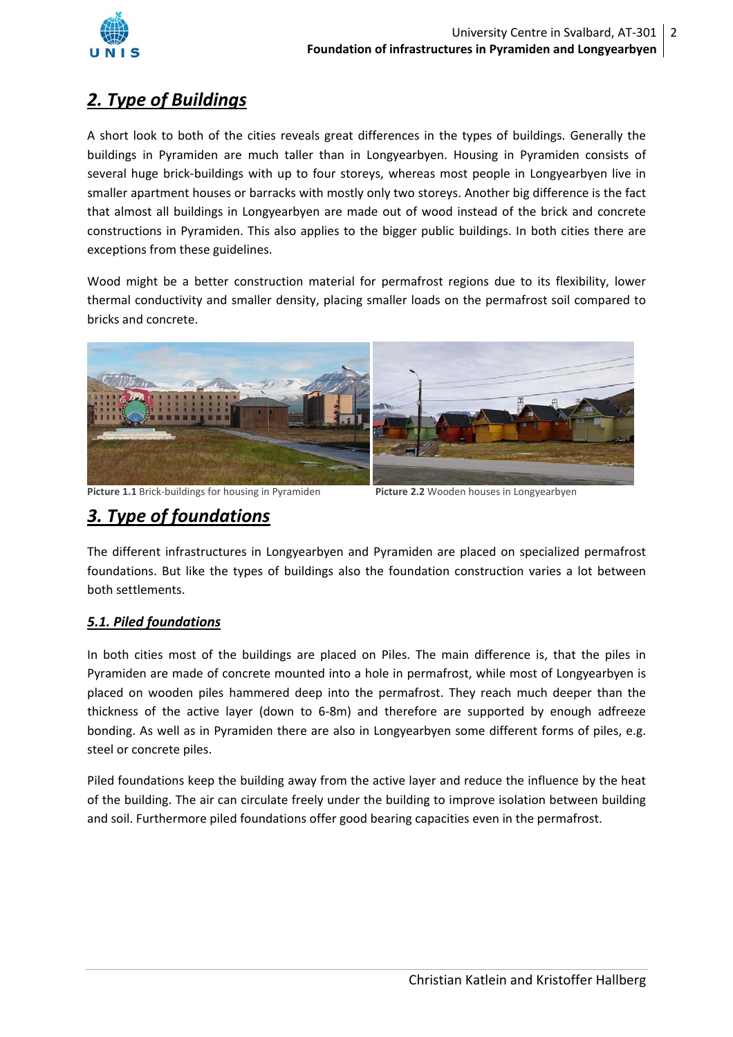## 2. Type of Buildings

A short look to both of the cities reveals great differences in the types of buildings. Generally the buildings in Pyramiden are much taller than in Longyearbyen. Housing in Pyramiden consists of several huge brick-buildings with up to four storeys, whereas most people in Longyearbyen live in smaller apartment houses or barracks with mostly only two storeys. Another big difference is the fact that almost all buildings in Longyearbyen are made out of wood instead of the brick and concrete constructions in Pyramiden. This also applies to the bigger public buildings. In both cities there are exceptions from these guidelines.

Wood might be a better construction material for permafrost regions due to its flexibility, lower thermal conductivity and smaller density, placing smaller loads on the permafrost soil compared to bricks and concrete.

**Picture 1.1** Brick-buildings for housing in Pyramiden

**Picture 2.2** Wooden houses in Longyearbyen

## 3. Type of foundations

The different infrastructures in Longyearbyen and Pyramiden are placed on specialized permafrost foundations. But like the types of buildings also the foundation construction varies a lot between both settlements.

### 5.1. Piled foundations

In both cities most of the buildings are placed on Piles. The main difference is, that the piles in Pyramiden are made of concrete mounted into a hole in permafrost, while most of Longyearbyen is placed on wooden piles hammered deep into the permafrost. They reach much deeper than the thickness of the active layer (down to 6-8m) and therefore are supported by enough adfreeze bonding. As well as in Pyramiden there are also in Longyearbyen some different forms of piles, e.g. steel or concrete piles.

Piled foundations keep the building away from the active layer and reduce the influence by the heat of the building. The air can circulate freely under the building to improve isolation between building and soil. Furthermore piled foundations offer good bearing capacities even in the permafrost.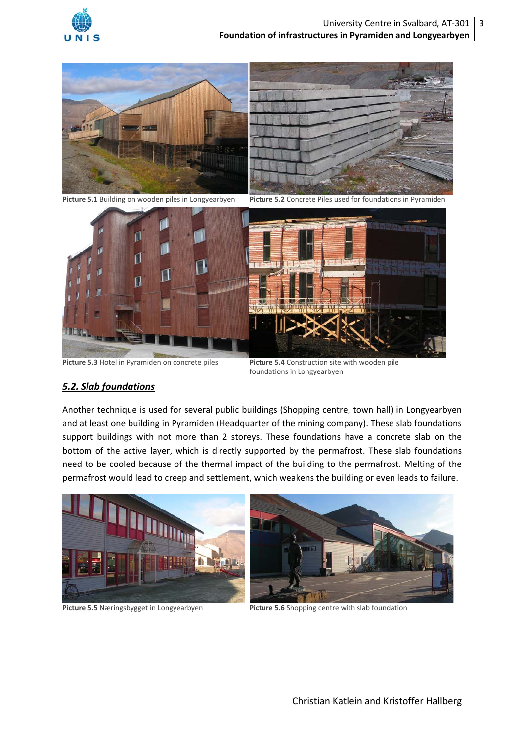**Picture 5.1** Building on wooden piles in Longyearbyen

**Picture 5.2** Concrete Piles used for foundations in Pyramiden

**Picture 5.3** Hotel in Pyramiden on concrete piles

**Picture 5.4** Construction site with wooden pile foundations in Longyearbyen

## *5.2. Slab foundations*

Another technique is used for several public buildings (Shopping centre, town hall) in Longyearbyen and at least one building in Pyramiden (Headquarter of the mining company). These slab foundations support buildings with not more than 2 storeys. These foundations have a concrete slab on the bottom of the active layer, which is directly supported by the permafrost. These slab foundations need to be cooled because of the thermal impact of the building to the permafrost. Melting of the permafrost would lead to creep and settlement, which weakens the building or even leads to failure.

**Picture 5.5** Næringsbygget in Longyearbyen

**Picture 5.6** Shopping centre with slab foundation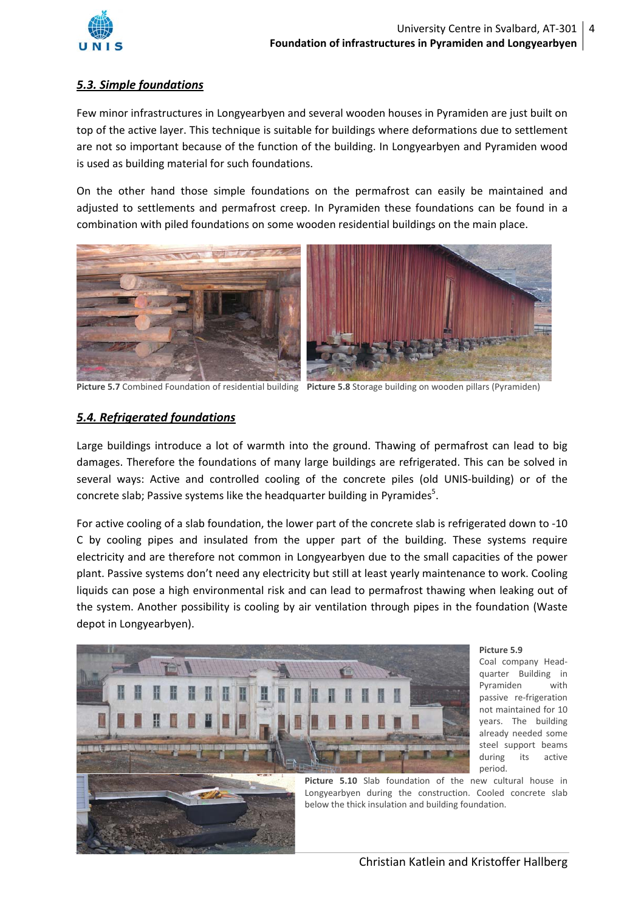## *5.3. Simple foundations*

Few minor infrastructures in Longyearbyen and several wooden houses in Pyramiden are just built on top of the active layer. This technique is suitable for buildings where deformations due to settlement are not so important because of the function of the building. In Longyearbyen and Pyramiden wood is used as building material for such foundations.

On the other hand those simple foundations on the permafrost can easily be maintained and adjusted to settlements and permafrost creep. In Pyramiden these foundations can be found in a combination with piled foundations on some wooden residential buildings on the main place.

**Picture 5.7** Combined Foundation of residential building **Picture 5.8** Storage building on wooden pillars (Pyramiden)

## *5.4. Refrigerated foundations*

Large buildings introduce a lot of warmth into the ground. Thawing of permafrost can lead to big damages. Therefore the foundations of many large buildings are refrigerated. This can be solved in several ways: Active and controlled cooling of the concrete piles (old UNIS-building) or of the concrete slab; Passive systems like the headquarter building in Pyramides[5].

For active cooling of a slab foundation, the lower part of the concrete slab is refrigerated down to -10 C by cooling pipes and insulated from the upper part of the building. These systems require electricity and are therefore not common in Longyearbyen due to the small capacities of the power plant. Passive systems don't need any electricity but still at least yearly maintenance to work. Cooling liquids can pose a high environmental risk and can lead to permafrost thawing when leaking out of the system. Another possibility is cooling by air ventilation through pipes in the foundation (Waste depot in Longyearbyen).

**Picture 5.9** Coal company Head-quarter Building in Pyramiden with passive re-frigeration not maintained for 10 years. The building already needed some steel support beams during its active period.

**Picture 5.10** Slab foundation of the new cultural house in Longyearbyen during the construction. Cooled concrete slab below the thick insulation and building foundation.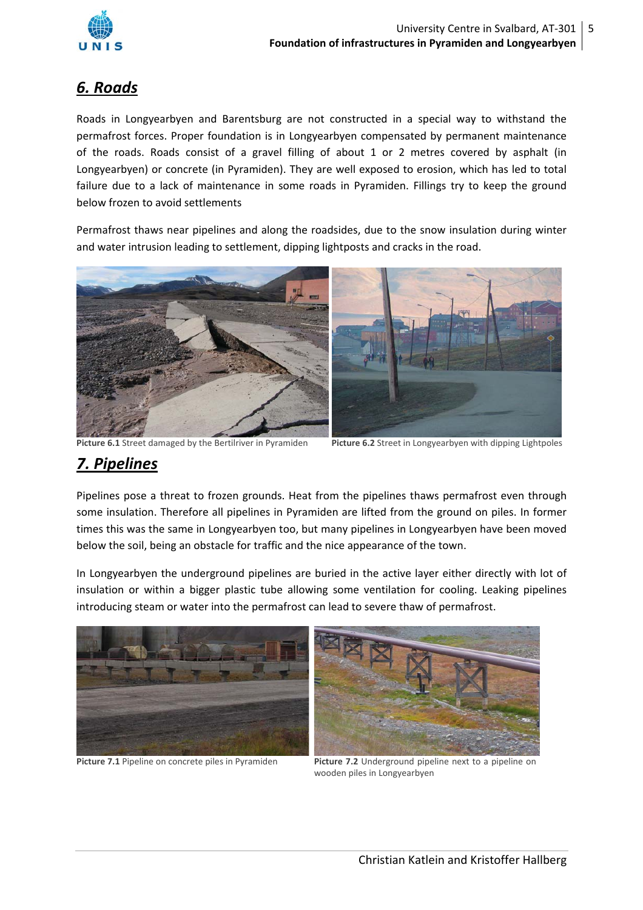## *6. Roads*

Roads in Longyearbyen and Barentsburg are not constructed in a special way to withstand the permafrost forces. Proper foundation is in Longyearbyen compensated by permanent maintenance of the roads. Roads consist of a gravel filling of about 1 or 2 metres covered by asphalt (in Longyearbyen) or concrete (in Pyramiden). They are well exposed to erosion, which has led to total failure due to a lack of maintenance in some roads in Pyramiden. Fillings try to keep the ground below frozen to avoid settlements

Permafrost thaws near pipelines and along the roadsides, due to the snow insulation during winter and water intrusion leading to settlement, dipping lightposts and cracks in the road.

**Picture 6.1** Street damaged by the Bertilriver in Pyramiden

**Picture 6.2** Street in Longyearbyen with dipping Lightpoles

## *7. Pipelines*

Pipelines pose a threat to frozen grounds. Heat from the pipelines thaws permafrost even through some insulation. Therefore all pipelines in Pyramiden are lifted from the ground on piles. In former times this was the same in Longyearbyen too, but many pipelines in Longyearbyen have been moved below the soil, being an obstacle for traffic and the nice appearance of the town.

In Longyearbyen the underground pipelines are buried in the active layer either directly with lot of insulation or within a bigger plastic tube allowing some ventilation for cooling. Leaking pipelines introducing steam or water into the permafrost can lead to severe thaw of permafrost.

**Picture 7.1** Pipeline on concrete piles in Pyramiden

**Picture 7.2** Underground pipeline next to a pipeline on wooden piles in Longyearbyen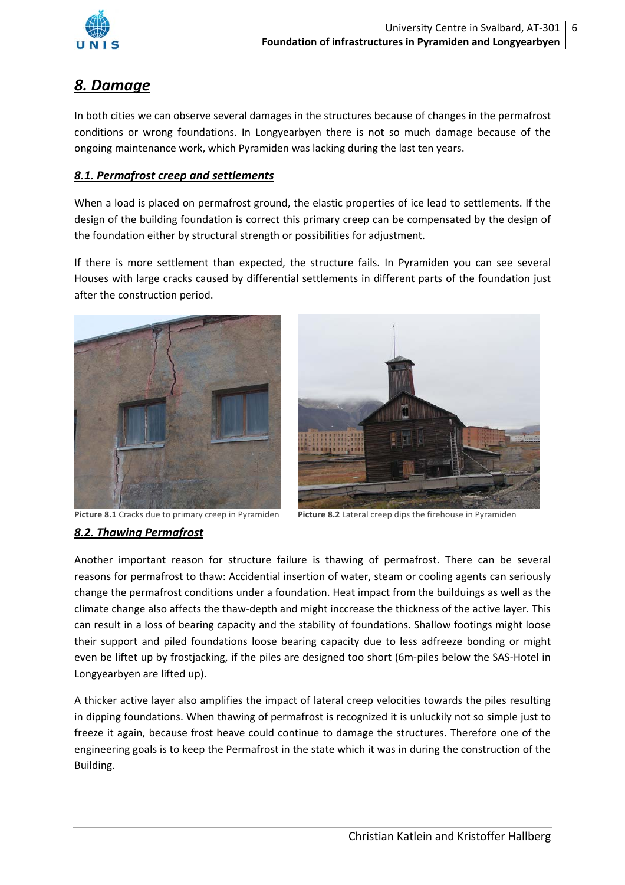## 8. Damage

In both cities we can observe several damages in the structures because of changes in the permafrost conditions or wrong foundations. In Longyearbyen there is not so much damage because of the ongoing maintenance work, which Pyramiden was lacking during the last ten years.

### 8.1. Permafrost creep and settlements

When a load is placed on permafrost ground, the elastic properties of ice lead to settlements. If the design of the building foundation is correct this primary creep can be compensated by the design of the foundation either by structural strength or possibilities for adjustment.

If there is more settlement than expected, the structure fails. In Pyramiden you can see several Houses with large cracks caused by differential settlements in different parts of the foundation just after the construction period.

**Picture 8.1** Cracks due to primary creep in Pyramiden

**Picture 8.2** Lateral creep dips the firehouse in Pyramiden

### 8.2. Thawing Permafrost

Another important reason for structure failure is thawing of permafrost. There can be several reasons for permafrost to thaw: Accidential insertion of water, steam or cooling agents can seriously change the permafrost conditions under a foundation. Heat impact from the builduings as well as the climate change also affects the thaw-depth and might inccrease the thickness of the active layer. This can result in a loss of bearing capacity and the stability of foundations. Shallow footings might loose their support and piled foundations loose bearing capacity due to less adfreeze bonding or might even be liftet up by frostjacking, if the piles are designed too short (6m-piles below the SAS-Hotel in Longyearbyen are lifted up).

A thicker active layer also amplifies the impact of lateral creep velocities towards the piles resulting in dipping foundations. When thawing of permafrost is recognized it is unluckily not so simple just to freeze it again, because frost heave could continue to damage the structures. Therefore one of the engineering goals is to keep the Permafrost in the state which it was in during the construction of the Building.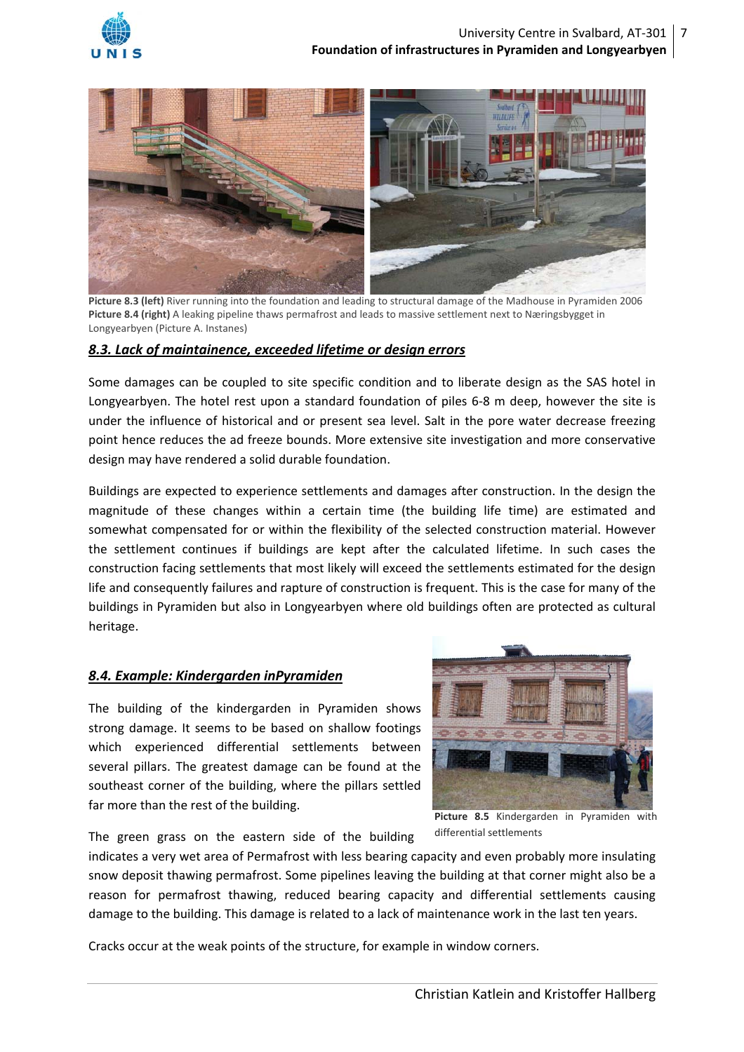**Picture 8.3 (left)** River running into the foundation and leading to structural damage of the Madhouse in Pyramiden 2006
**Picture 8.4 (right)** A leaking pipeline thaws permafrost and leads to massive settlement next to Næringsbygget in Longyearbyen (Picture A. Instanes)

### *8.3. Lack of maintainence, exceeded lifetime or design errors*

Some damages can be coupled to site specific condition and to liberate design as the SAS hotel in Longyearbyen. The hotel rest upon a standard foundation of piles 6-8 m deep, however the site is under the influence of historical and or present sea level. Salt in the pore water decrease freezing point hence reduces the ad freeze bounds. More extensive site investigation and more conservative design may have rendered a solid durable foundation.

Buildings are expected to experience settlements and damages after construction. In the design the magnitude of these changes within a certain time (the building life time) are estimated and somewhat compensated for or within the flexibility of the selected construction material. However the settlement continues if buildings are kept after the calculated lifetime. In such cases the construction facing settlements that most likely will exceed the settlements estimated for the design life and consequently failures and rapture of construction is frequent. This is the case for many of the buildings in Pyramiden but also in Longyearbyen where old buildings often are protected as cultural heritage.

### *8.4. Example: Kindergarden inPyramiden*

The building of the kindergarden in Pyramiden shows strong damage. It seems to be based on shallow footings which experienced differential settlements between several pillars. The greatest damage can be found at the southeast corner of the building, where the pillars settled far more than the rest of the building.

**Picture 8.5** Kindergarden in Pyramiden with differential settlements

The green grass on the eastern side of the building indicates a very wet area of Permafrost with less bearing capacity and even probably more insulating snow deposit thawing permafrost. Some pipelines leaving the building at that corner might also be a reason for permafrost thawing, reduced bearing capacity and differential settlements causing damage to the building. This damage is related to a lack of maintenance work in the last ten years.

Cracks occur at the weak points of the structure, for example in window corners.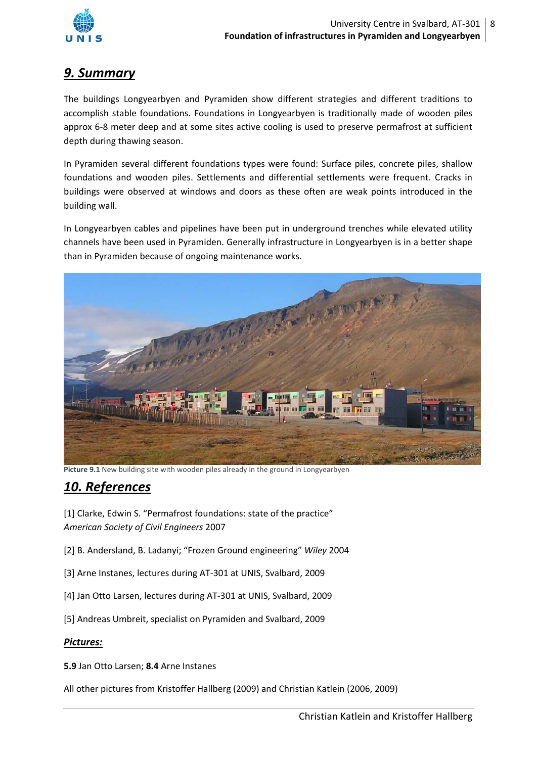## *9. Summary*

The buildings Longyearbyen and Pyramiden show different strategies and different traditions to accomplish stable foundations. Foundations in Longyearbyen is traditionally made of wooden piles approx 6-8 meter deep and at some sites active cooling is used to preserve permafrost at sufficient depth during thawing season.

In Pyramiden several different foundations types were found: Surface piles, concrete piles, shallow foundations and wooden piles. Settlements and differential settlements were frequent. Cracks in buildings were observed at windows and doors as these often are weak points introduced in the building wall.

In Longyearbyen cables and pipelines have been put in underground trenches while elevated utility channels have been used in Pyramiden. Generally infrastructure in Longyearbyen is in a better shape than in Pyramiden because of ongoing maintenance works.

**Picture 9.1** New building site with wooden piles already in the ground in Longyearbyen

## *10. References*

[1] Clarke, Edwin S. "Permafrost foundations: state of the practice"
*American Society of Civil Engineers* 2007

[2] B. Andersland, B. Ladanyi; "Frozen Ground engineering" *Wiley* 2004

[3] Arne Instanes, lectures during AT-301 at UNIS, Svalbard, 2009

[4] Jan Otto Larsen, lectures during AT-301 at UNIS, Svalbard, 2009

[5] Andreas Umbreit, specialist on Pyramiden and Svalbard, 2009

***Pictures:***

**5.9** Jan Otto Larsen; **8.4** Arne Instanes

All other pictures from Kristoffer Hallberg (2009) and Christian Katlein (2006, 2009)